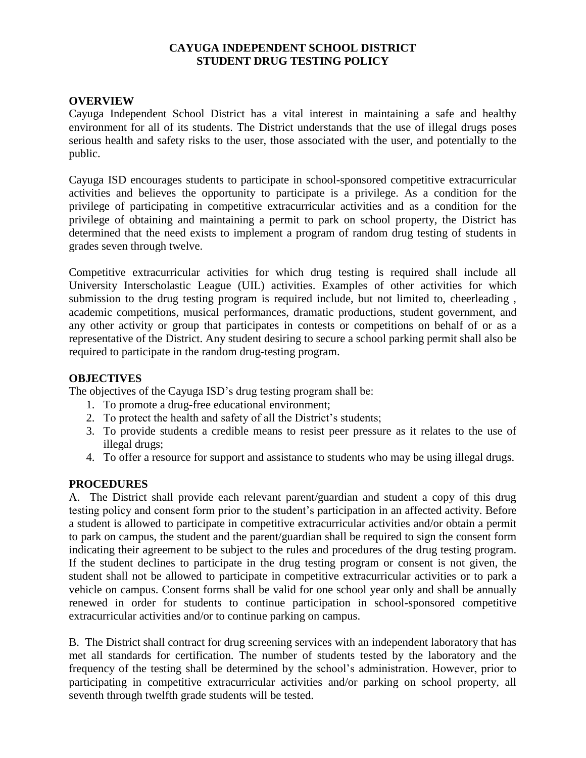# CAYUGA INDEPENDENT SCHOOL DISTRICT
# STUDENT DRUG TESTING POLICY

## OVERVIEW

Cayuga Independent School District has a vital interest in maintaining a safe and healthy environment for all of its students. The District understands that the use of illegal drugs poses serious health and safety risks to the user, those associated with the user, and potentially to the public.

Cayuga ISD encourages students to participate in school-sponsored competitive extracurricular activities and believes the opportunity to participate is a privilege. As a condition for the privilege of participating in competitive extracurricular activities and as a condition for the privilege of obtaining and maintaining a permit to park on school property, the District has determined that the need exists to implement a program of random drug testing of students in grades seven through twelve.

Competitive extracurricular activities for which drug testing is required shall include all University Interscholastic League (UIL) activities. Examples of other activities for which submission to the drug testing program is required include, but not limited to, cheerleading , academic competitions, musical performances, dramatic productions, student government, and any other activity or group that participates in contests or competitions on behalf of or as a representative of the District. Any student desiring to secure a school parking permit shall also be required to participate in the random drug-testing program.

## OBJECTIVES

The objectives of the Cayuga ISD's drug testing program shall be:

1. To promote a drug-free educational environment;
2. To protect the health and safety of all the District's students;
3. To provide students a credible means to resist peer pressure as it relates to the use of illegal drugs;
4. To offer a resource for support and assistance to students who may be using illegal drugs.

## PROCEDURES

A. The District shall provide each relevant parent/guardian and student a copy of this drug testing policy and consent form prior to the student's participation in an affected activity. Before a student is allowed to participate in competitive extracurricular activities and/or obtain a permit to park on campus, the student and the parent/guardian shall be required to sign the consent form indicating their agreement to be subject to the rules and procedures of the drug testing program. If the student declines to participate in the drug testing program or consent is not given, the student shall not be allowed to participate in competitive extracurricular activities or to park a vehicle on campus. Consent forms shall be valid for one school year only and shall be annually renewed in order for students to continue participation in school-sponsored competitive extracurricular activities and/or to continue parking on campus.

B. The District shall contract for drug screening services with an independent laboratory that has met all standards for certification. The number of students tested by the laboratory and the frequency of the testing shall be determined by the school's administration. However, prior to participating in competitive extracurricular activities and/or parking on school property, all seventh through twelfth grade students will be tested.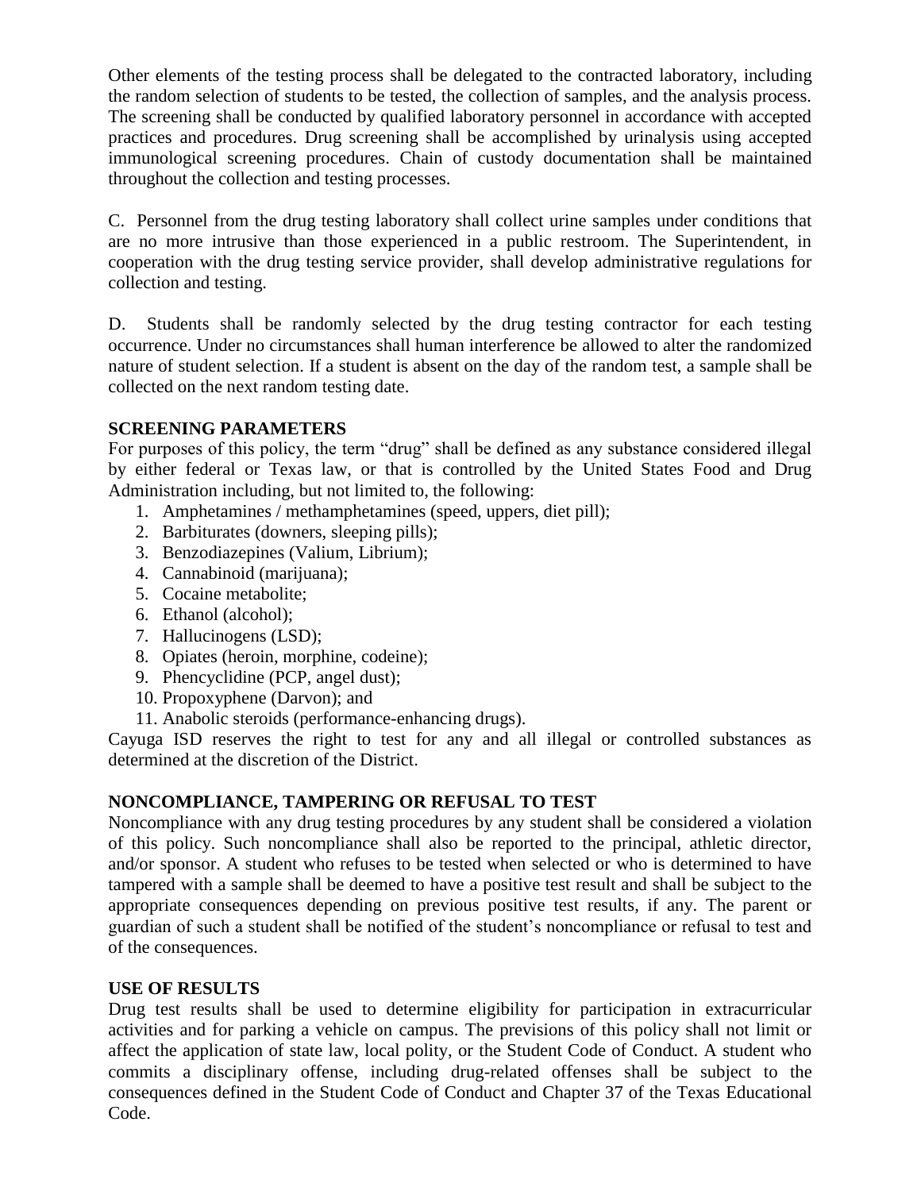Other elements of the testing process shall be delegated to the contracted laboratory, including the random selection of students to be tested, the collection of samples, and the analysis process. The screening shall be conducted by qualified laboratory personnel in accordance with accepted practices and procedures. Drug screening shall be accomplished by urinalysis using accepted immunological screening procedures. Chain of custody documentation shall be maintained throughout the collection and testing processes.

C. Personnel from the drug testing laboratory shall collect urine samples under conditions that are no more intrusive than those experienced in a public restroom. The Superintendent, in cooperation with the drug testing service provider, shall develop administrative regulations for collection and testing.

D. Students shall be randomly selected by the drug testing contractor for each testing occurrence. Under no circumstances shall human interference be allowed to alter the randomized nature of student selection. If a student is absent on the day of the random test, a sample shall be collected on the next random testing date.

**SCREENING PARAMETERS**

For purposes of this policy, the term "drug" shall be defined as any substance considered illegal by either federal or Texas law, or that is controlled by the United States Food and Drug Administration including, but not limited to, the following:

1. Amphetamines / methamphetamines (speed, uppers, diet pill);
2. Barbiturates (downers, sleeping pills);
3. Benzodiazepines (Valium, Librium);
4. Cannabinoid (marijuana);
5. Cocaine metabolite;
6. Ethanol (alcohol);
7. Hallucinogens (LSD);
8. Opiates (heroin, morphine, codeine);
9. Phencyclidine (PCP, angel dust);
10. Propoxyphene (Darvon); and
11. Anabolic steroids (performance-enhancing drugs).

Cayuga ISD reserves the right to test for any and all illegal or controlled substances as determined at the discretion of the District.

**NONCOMPLIANCE, TAMPERING OR REFUSAL TO TEST**

Noncompliance with any drug testing procedures by any student shall be considered a violation of this policy. Such noncompliance shall also be reported to the principal, athletic director, and/or sponsor. A student who refuses to be tested when selected or who is determined to have tampered with a sample shall be deemed to have a positive test result and shall be subject to the appropriate consequences depending on previous positive test results, if any. The parent or guardian of such a student shall be notified of the student's noncompliance or refusal to test and of the consequences.

**USE OF RESULTS**

Drug test results shall be used to determine eligibility for participation in extracurricular activities and for parking a vehicle on campus. The previsions of this policy shall not limit or affect the application of state law, local polity, or the Student Code of Conduct. A student who commits a disciplinary offense, including drug-related offenses shall be subject to the consequences defined in the Student Code of Conduct and Chapter 37 of the Texas Educational Code.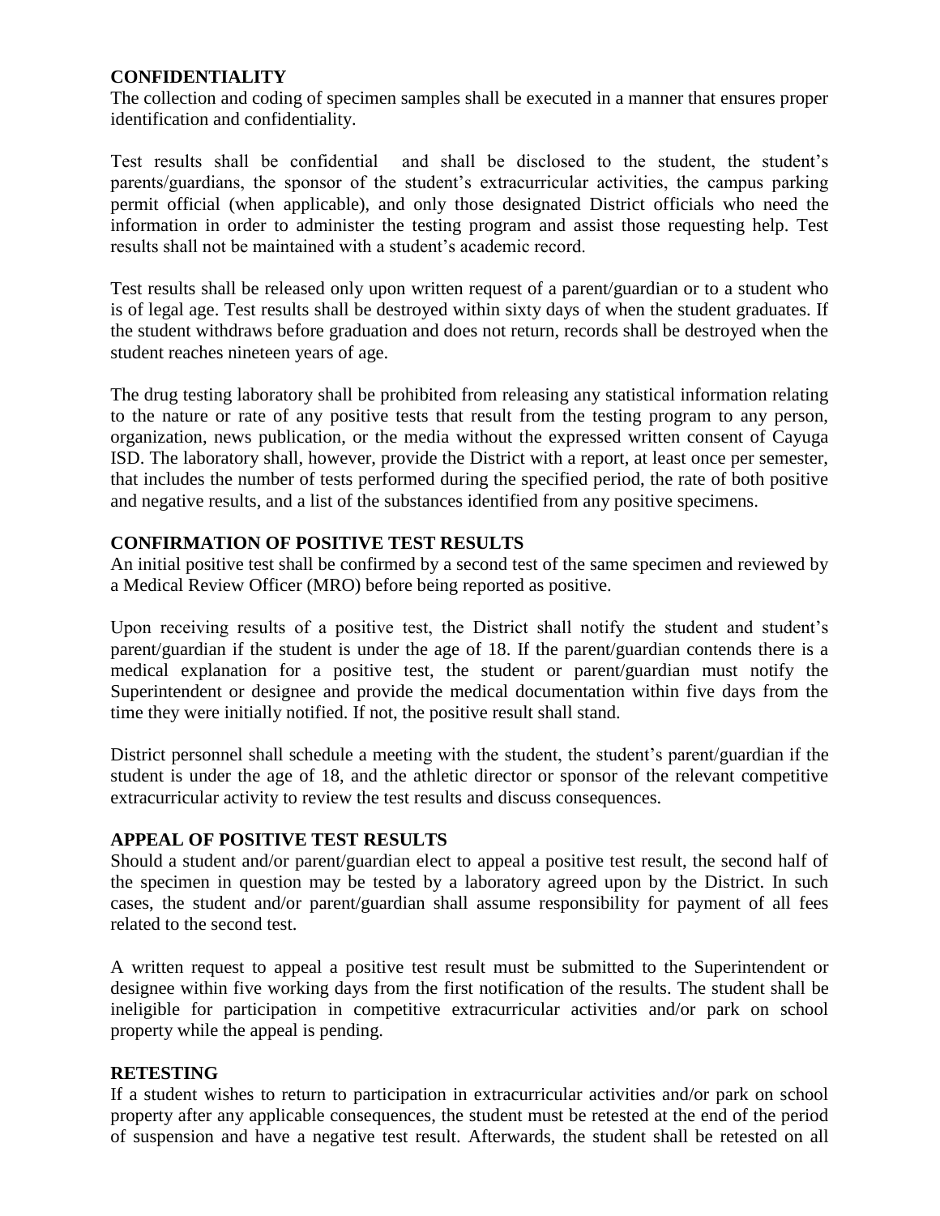**CONFIDENTIALITY**

The collection and coding of specimen samples shall be executed in a manner that ensures proper identification and confidentiality.

Test results shall be confidential and shall be disclosed to the student, the student's parents/guardians, the sponsor of the student's extracurricular activities, the campus parking permit official (when applicable), and only those designated District officials who need the information in order to administer the testing program and assist those requesting help. Test results shall not be maintained with a student's academic record.

Test results shall be released only upon written request of a parent/guardian or to a student who is of legal age. Test results shall be destroyed within sixty days of when the student graduates. If the student withdraws before graduation and does not return, records shall be destroyed when the student reaches nineteen years of age.

The drug testing laboratory shall be prohibited from releasing any statistical information relating to the nature or rate of any positive tests that result from the testing program to any person, organization, news publication, or the media without the expressed written consent of Cayuga ISD. The laboratory shall, however, provide the District with a report, at least once per semester, that includes the number of tests performed during the specified period, the rate of both positive and negative results, and a list of the substances identified from any positive specimens.

**CONFIRMATION OF POSITIVE TEST RESULTS**

An initial positive test shall be confirmed by a second test of the same specimen and reviewed by a Medical Review Officer (MRO) before being reported as positive.

Upon receiving results of a positive test, the District shall notify the student and student's parent/guardian if the student is under the age of 18. If the parent/guardian contends there is a medical explanation for a positive test, the student or parent/guardian must notify the Superintendent or designee and provide the medical documentation within five days from the time they were initially notified. If not, the positive result shall stand.

District personnel shall schedule a meeting with the student, the student's parent/guardian if the student is under the age of 18, and the athletic director or sponsor of the relevant competitive extracurricular activity to review the test results and discuss consequences.

**APPEAL OF POSITIVE TEST RESULTS**

Should a student and/or parent/guardian elect to appeal a positive test result, the second half of the specimen in question may be tested by a laboratory agreed upon by the District. In such cases, the student and/or parent/guardian shall assume responsibility for payment of all fees related to the second test.

A written request to appeal a positive test result must be submitted to the Superintendent or designee within five working days from the first notification of the results. The student shall be ineligible for participation in competitive extracurricular activities and/or park on school property while the appeal is pending.

**RETESTING**

If a student wishes to return to participation in extracurricular activities and/or park on school property after any applicable consequences, the student must be retested at the end of the period of suspension and have a negative test result. Afterwards, the student shall be retested on all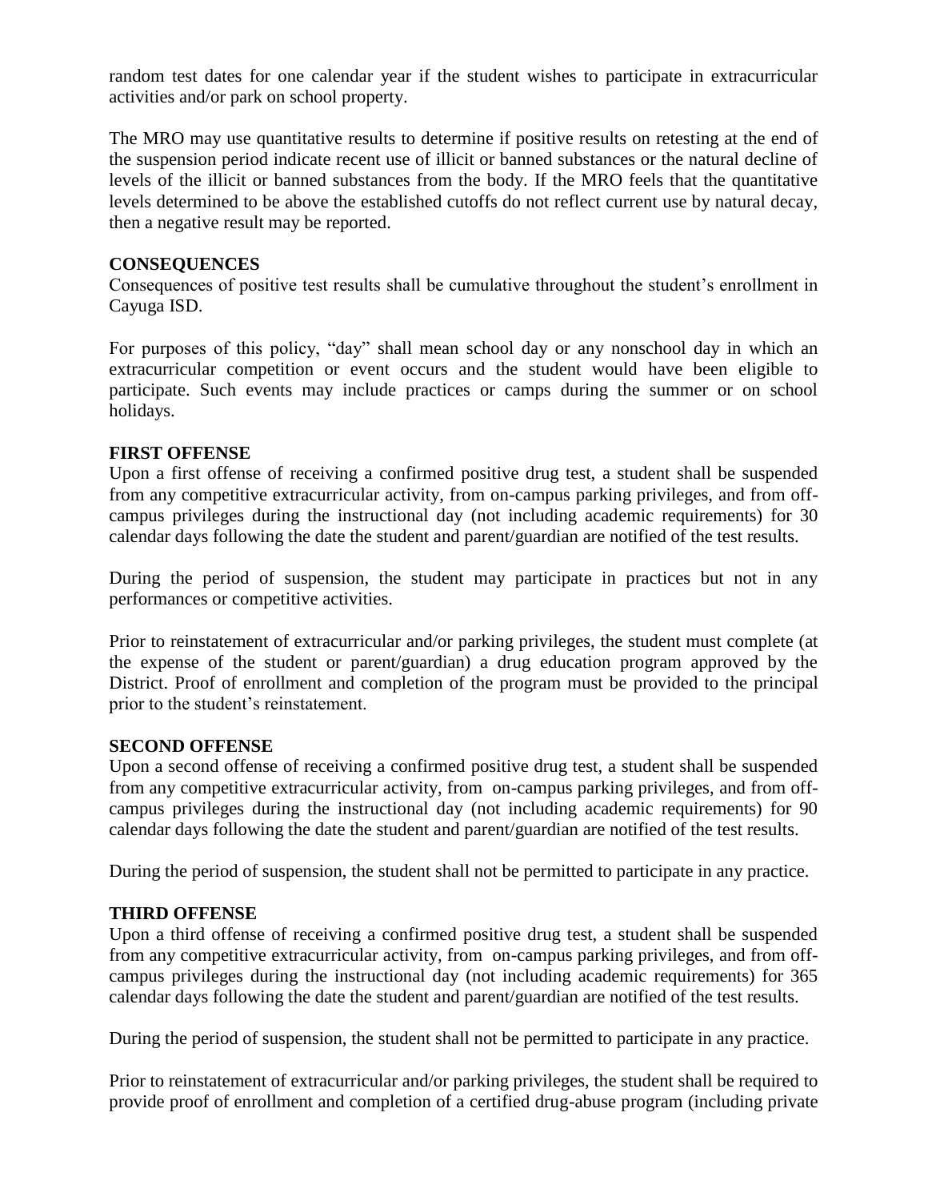random test dates for one calendar year if the student wishes to participate in extracurricular activities and/or park on school property.

The MRO may use quantitative results to determine if positive results on retesting at the end of the suspension period indicate recent use of illicit or banned substances or the natural decline of levels of the illicit or banned substances from the body. If the MRO feels that the quantitative levels determined to be above the established cutoffs do not reflect current use by natural decay, then a negative result may be reported.

**CONSEQUENCES**

Consequences of positive test results shall be cumulative throughout the student's enrollment in Cayuga ISD.

For purposes of this policy, "day" shall mean school day or any nonschool day in which an extracurricular competition or event occurs and the student would have been eligible to participate. Such events may include practices or camps during the summer or on school holidays.

**FIRST OFFENSE**

Upon a first offense of receiving a confirmed positive drug test, a student shall be suspended from any competitive extracurricular activity, from on-campus parking privileges, and from off-campus privileges during the instructional day (not including academic requirements) for 30 calendar days following the date the student and parent/guardian are notified of the test results.

During the period of suspension, the student may participate in practices but not in any performances or competitive activities.

Prior to reinstatement of extracurricular and/or parking privileges, the student must complete (at the expense of the student or parent/guardian) a drug education program approved by the District. Proof of enrollment and completion of the program must be provided to the principal prior to the student's reinstatement.

**SECOND OFFENSE**

Upon a second offense of receiving a confirmed positive drug test, a student shall be suspended from any competitive extracurricular activity, from on-campus parking privileges, and from off-campus privileges during the instructional day (not including academic requirements) for 90 calendar days following the date the student and parent/guardian are notified of the test results.

During the period of suspension, the student shall not be permitted to participate in any practice.

**THIRD OFFENSE**

Upon a third offense of receiving a confirmed positive drug test, a student shall be suspended from any competitive extracurricular activity, from on-campus parking privileges, and from off-campus privileges during the instructional day (not including academic requirements) for 365 calendar days following the date the student and parent/guardian are notified of the test results.

During the period of suspension, the student shall not be permitted to participate in any practice.

Prior to reinstatement of extracurricular and/or parking privileges, the student shall be required to provide proof of enrollment and completion of a certified drug-abuse program (including private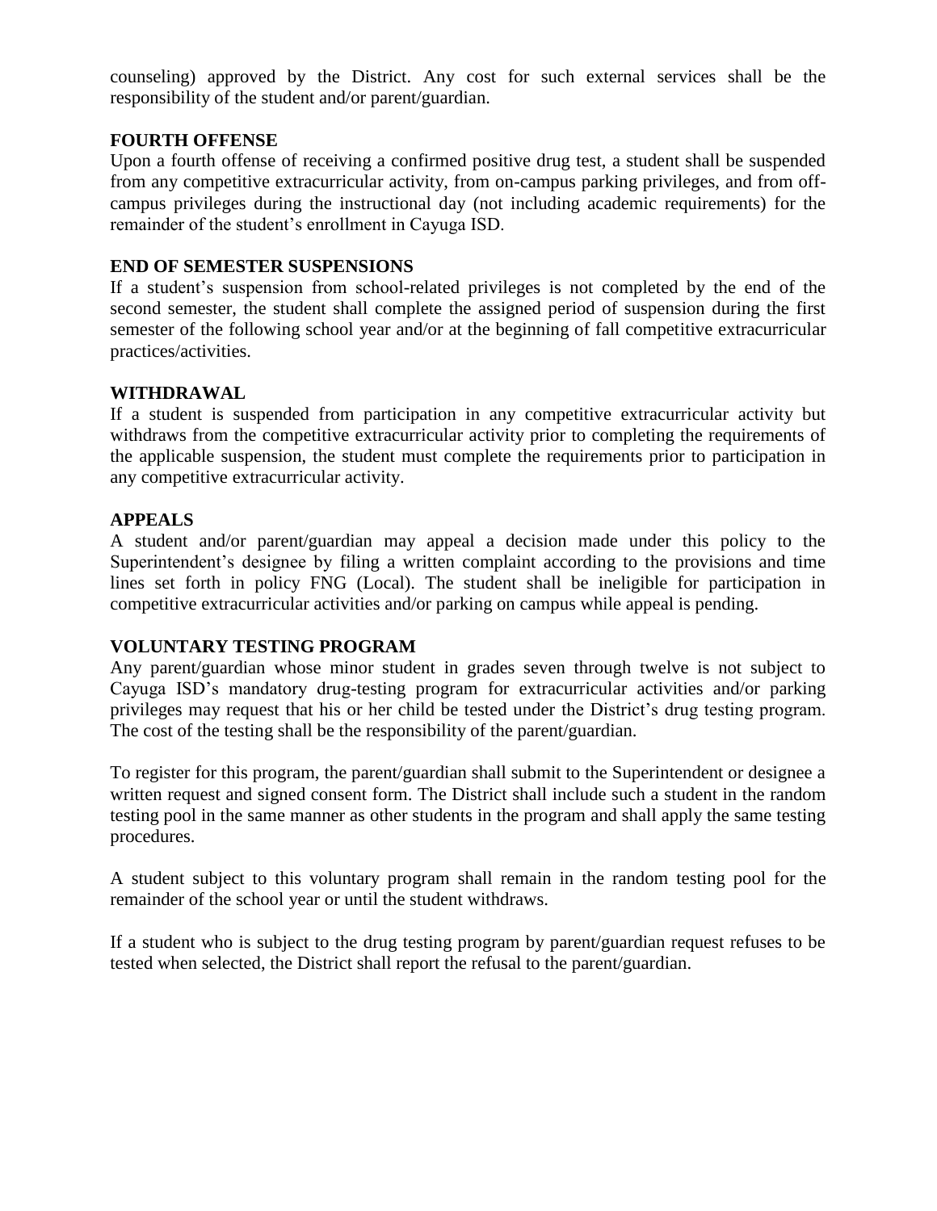counseling) approved by the District. Any cost for such external services shall be the responsibility of the student and/or parent/guardian.

**FOURTH OFFENSE**

Upon a fourth offense of receiving a confirmed positive drug test, a student shall be suspended from any competitive extracurricular activity, from on-campus parking privileges, and from off-campus privileges during the instructional day (not including academic requirements) for the remainder of the student's enrollment in Cayuga ISD.

**END OF SEMESTER SUSPENSIONS**

If a student's suspension from school-related privileges is not completed by the end of the second semester, the student shall complete the assigned period of suspension during the first semester of the following school year and/or at the beginning of fall competitive extracurricular practices/activities.

**WITHDRAWAL**

If a student is suspended from participation in any competitive extracurricular activity but withdraws from the competitive extracurricular activity prior to completing the requirements of the applicable suspension, the student must complete the requirements prior to participation in any competitive extracurricular activity.

**APPEALS**

A student and/or parent/guardian may appeal a decision made under this policy to the Superintendent's designee by filing a written complaint according to the provisions and time lines set forth in policy FNG (Local). The student shall be ineligible for participation in competitive extracurricular activities and/or parking on campus while appeal is pending.

**VOLUNTARY TESTING PROGRAM**

Any parent/guardian whose minor student in grades seven through twelve is not subject to Cayuga ISD's mandatory drug-testing program for extracurricular activities and/or parking privileges may request that his or her child be tested under the District's drug testing program. The cost of the testing shall be the responsibility of the parent/guardian.

To register for this program, the parent/guardian shall submit to the Superintendent or designee a written request and signed consent form. The District shall include such a student in the random testing pool in the same manner as other students in the program and shall apply the same testing procedures.

A student subject to this voluntary program shall remain in the random testing pool for the remainder of the school year or until the student withdraws.

If a student who is subject to the drug testing program by parent/guardian request refuses to be tested when selected, the District shall report the refusal to the parent/guardian.